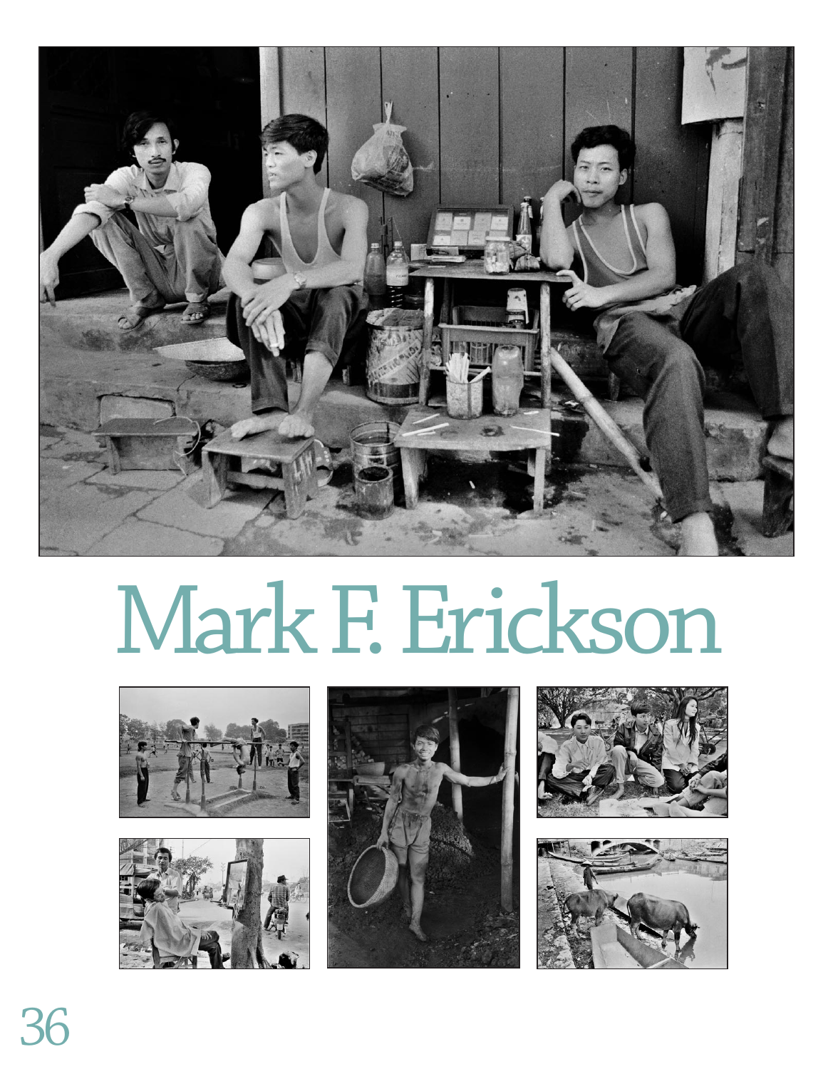# Mark F. Erickson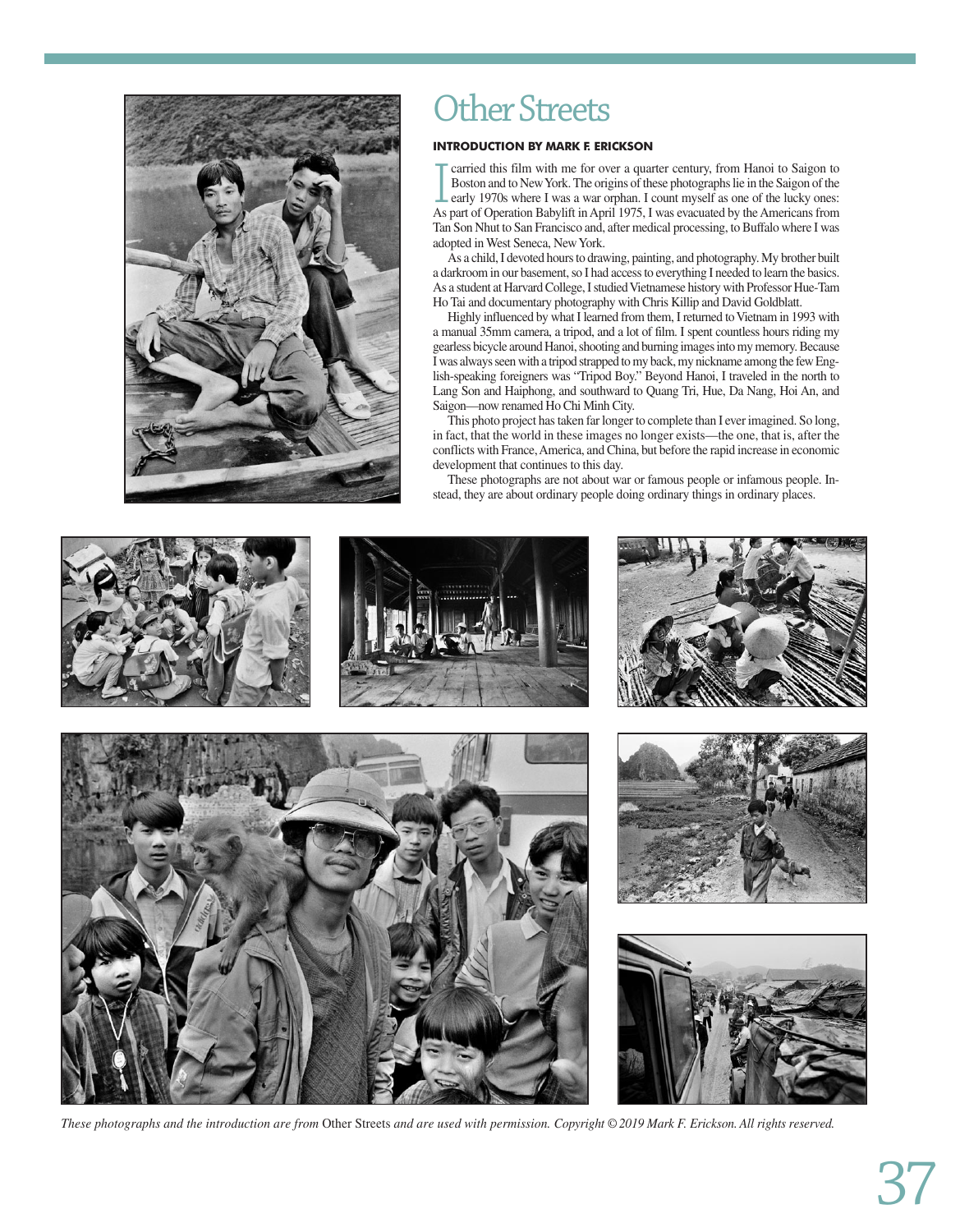# Other Streets

**INTRODUCTION BY MARK F. ERICKSON**

I carried this film with me for over a quarter century, from Hanoi to Saigon to Boston and to New York. The origins of these photographs lie in the Saigon of the early 1970s where I was a war orphan. I count myself as one of the lucky ones: As part of Operation Babylift in April 1975, I was evacuated by the Americans from Tan Son Nhut to San Francisco and, after medical processing, to Buffalo where I was adopted in West Seneca, New York.

As a child, I devoted hours to drawing, painting, and photography. My brother built a darkroom in our basement, so I had access to everything I needed to learn the basics. As a student at Harvard College, I studied Vietnamese history with Professor Hue-Tam Ho Tai and documentary photography with Chris Killip and David Goldblatt.

Highly influenced by what I learned from them, I returned to Vietnam in 1993 with a manual 35mm camera, a tripod, and a lot of film. I spent countless hours riding my gearless bicycle around Hanoi, shooting and burning images into my memory. Because I was always seen with a tripod strapped to my back, my nickname among the few English-speaking foreigners was "Tripod Boy." Beyond Hanoi, I traveled in the north to Lang Son and Haiphong, and southward to Quang Tri, Hue, Da Nang, Hoi An, and Saigon—now renamed Ho Chi Minh City.

This photo project has taken far longer to complete than I ever imagined. So long, in fact, that the world in these images no longer exists—the one, that is, after the conflicts with France, America, and China, but before the rapid increase in economic development that continues to this day.

These photographs are not about war or famous people or infamous people. Instead, they are about ordinary people doing ordinary things in ordinary places.

*These photographs and the introduction are from* Other Streets *and are used with permission. Copyright © 2019 Mark F. Erickson. All rights reserved.*